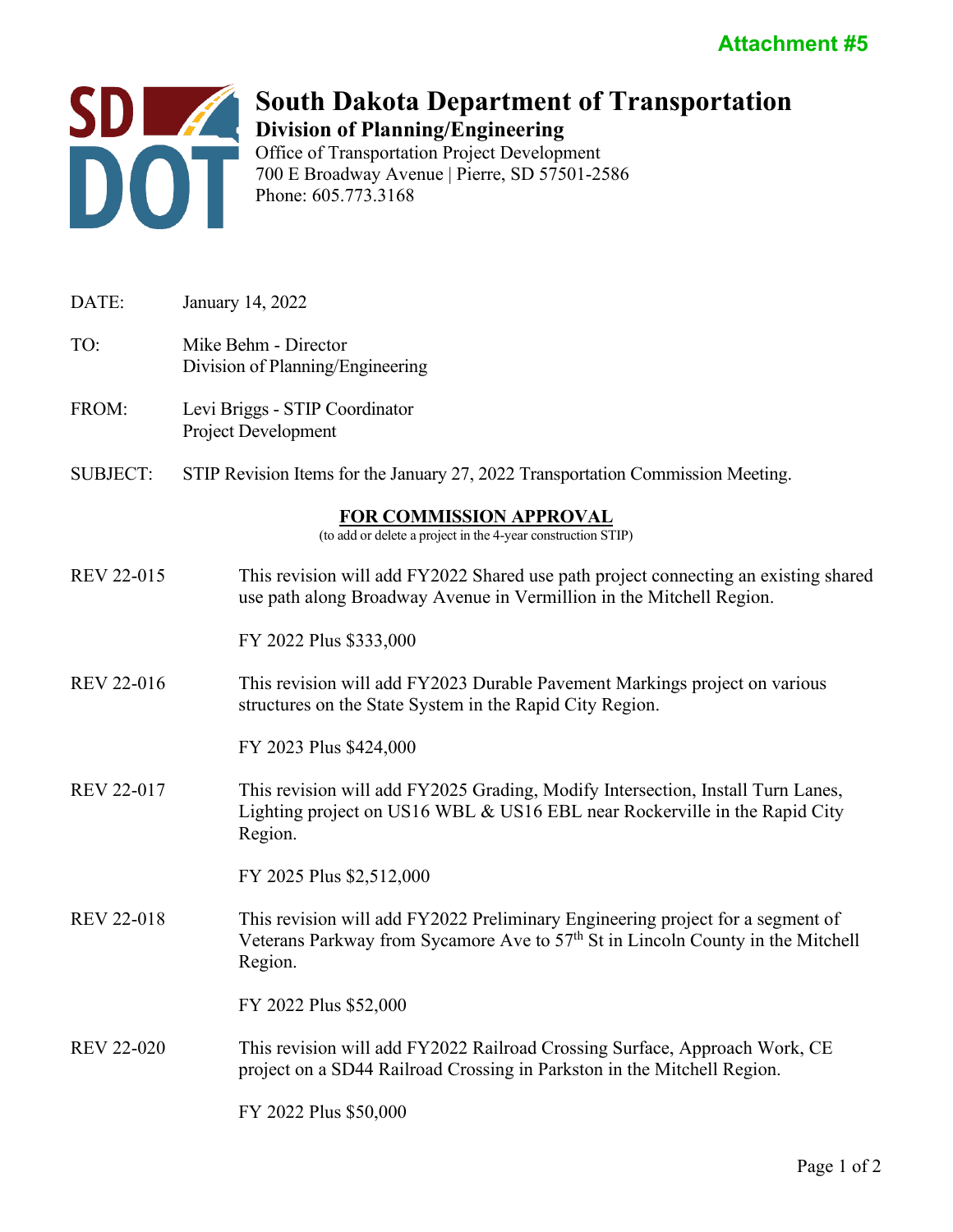Attachment #5

# South Dakota Department of Transportation

**Division of Planning/Engineering**

Office of Transportation Project Development
700 E Broadway Avenue | Pierre, SD 57501-2586
Phone: 605.773.3168

DATE: January 14, 2022

TO: Mike Behm - Director
Division of Planning/Engineering

FROM: Levi Briggs - STIP Coordinator
Project Development

SUBJECT: STIP Revision Items for the January 27, 2022 Transportation Commission Meeting.

## FOR COMMISSION APPROVAL

(to add or delete a project in the 4-year construction STIP)

REV 22-015 This revision will add FY2022 Shared use path project connecting an existing shared use path along Broadway Avenue in Vermillion in the Mitchell Region.

FY 2022 Plus $333,000

REV 22-016 This revision will add FY2023 Durable Pavement Markings project on various structures on the State System in the Rapid City Region.

FY 2023 Plus $424,000

REV 22-017 This revision will add FY2025 Grading, Modify Intersection, Install Turn Lanes, Lighting project on US16 WBL & US16 EBL near Rockerville in the Rapid City Region.

FY 2025 Plus $2,512,000

REV 22-018 This revision will add FY2022 Preliminary Engineering project for a segment of Veterans Parkway from Sycamore Ave to 57th St in Lincoln County in the Mitchell Region.

FY 2022 Plus $52,000

REV 22-020 This revision will add FY2022 Railroad Crossing Surface, Approach Work, CE project on a SD44 Railroad Crossing in Parkston in the Mitchell Region.

FY 2022 Plus $50,000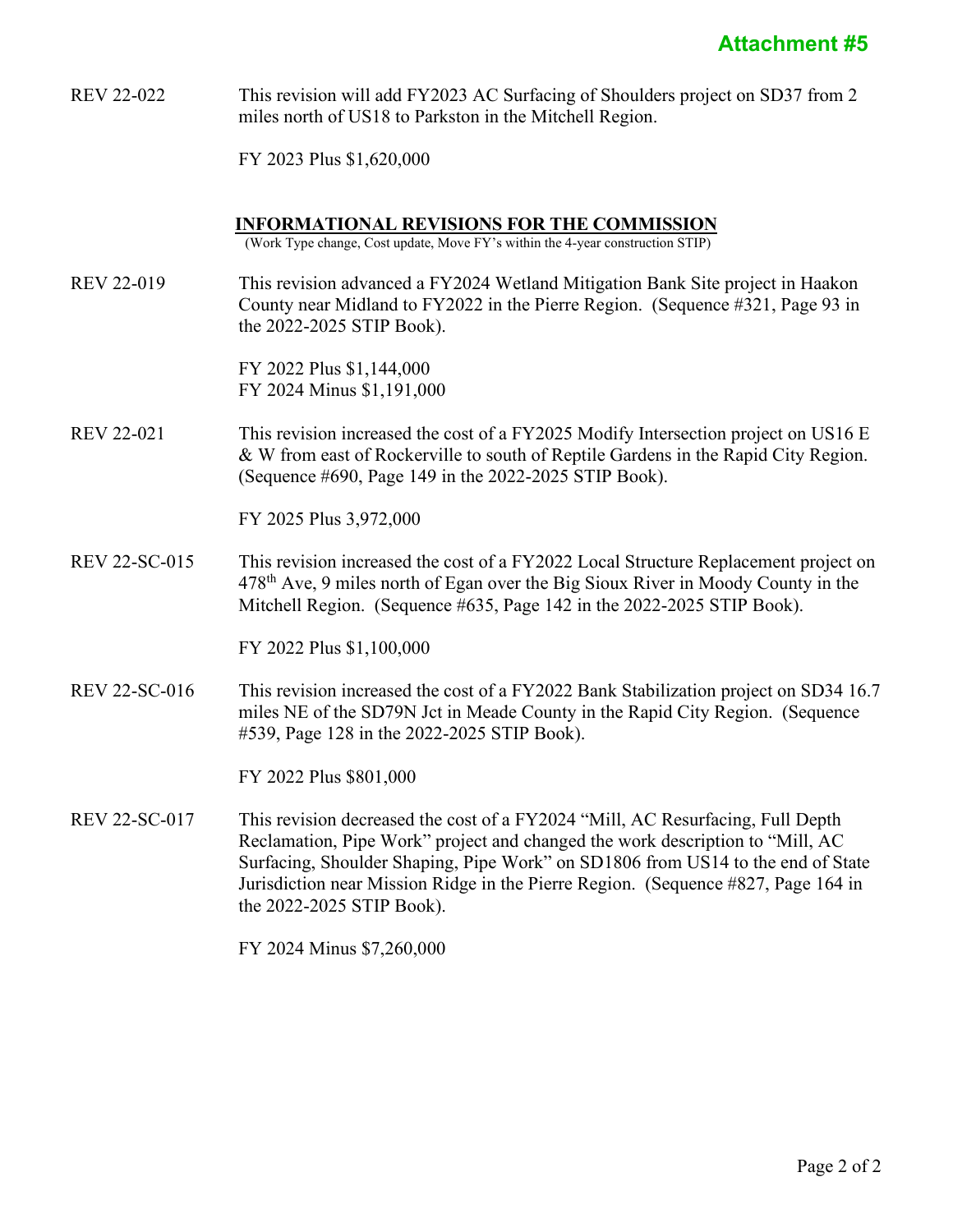**Attachment #5**

REV 22-022 This revision will add FY2023 AC Surfacing of Shoulders project on SD37 from 2 miles north of US18 to Parkston in the Mitchell Region.

FY 2023 Plus $1,620,000

## INFORMATIONAL REVISIONS FOR THE COMMISSION

(Work Type change, Cost update, Move FY's within the 4-year construction STIP)

REV 22-019 This revision advanced a FY2024 Wetland Mitigation Bank Site project in Haakon County near Midland to FY2022 in the Pierre Region. (Sequence #321, Page 93 in the 2022-2025 STIP Book).

FY 2022 Plus $1,144,000
FY 2024 Minus $1,191,000

REV 22-021 This revision increased the cost of a FY2025 Modify Intersection project on US16 E & W from east of Rockerville to south of Reptile Gardens in the Rapid City Region. (Sequence #690, Page 149 in the 2022-2025 STIP Book).

FY 2025 Plus 3,972,000

REV 22-SC-015 This revision increased the cost of a FY2022 Local Structure Replacement project on 478th Ave, 9 miles north of Egan over the Big Sioux River in Moody County in the Mitchell Region. (Sequence #635, Page 142 in the 2022-2025 STIP Book).

FY 2022 Plus $1,100,000

REV 22-SC-016 This revision increased the cost of a FY2022 Bank Stabilization project on SD34 16.7 miles NE of the SD79N Jct in Meade County in the Rapid City Region. (Sequence #539, Page 128 in the 2022-2025 STIP Book).

FY 2022 Plus $801,000

REV 22-SC-017 This revision decreased the cost of a FY2024 "Mill, AC Resurfacing, Full Depth Reclamation, Pipe Work" project and changed the work description to "Mill, AC Surfacing, Shoulder Shaping, Pipe Work" on SD1806 from US14 to the end of State Jurisdiction near Mission Ridge in the Pierre Region. (Sequence #827, Page 164 in the 2022-2025 STIP Book).

FY 2024 Minus $7,260,000